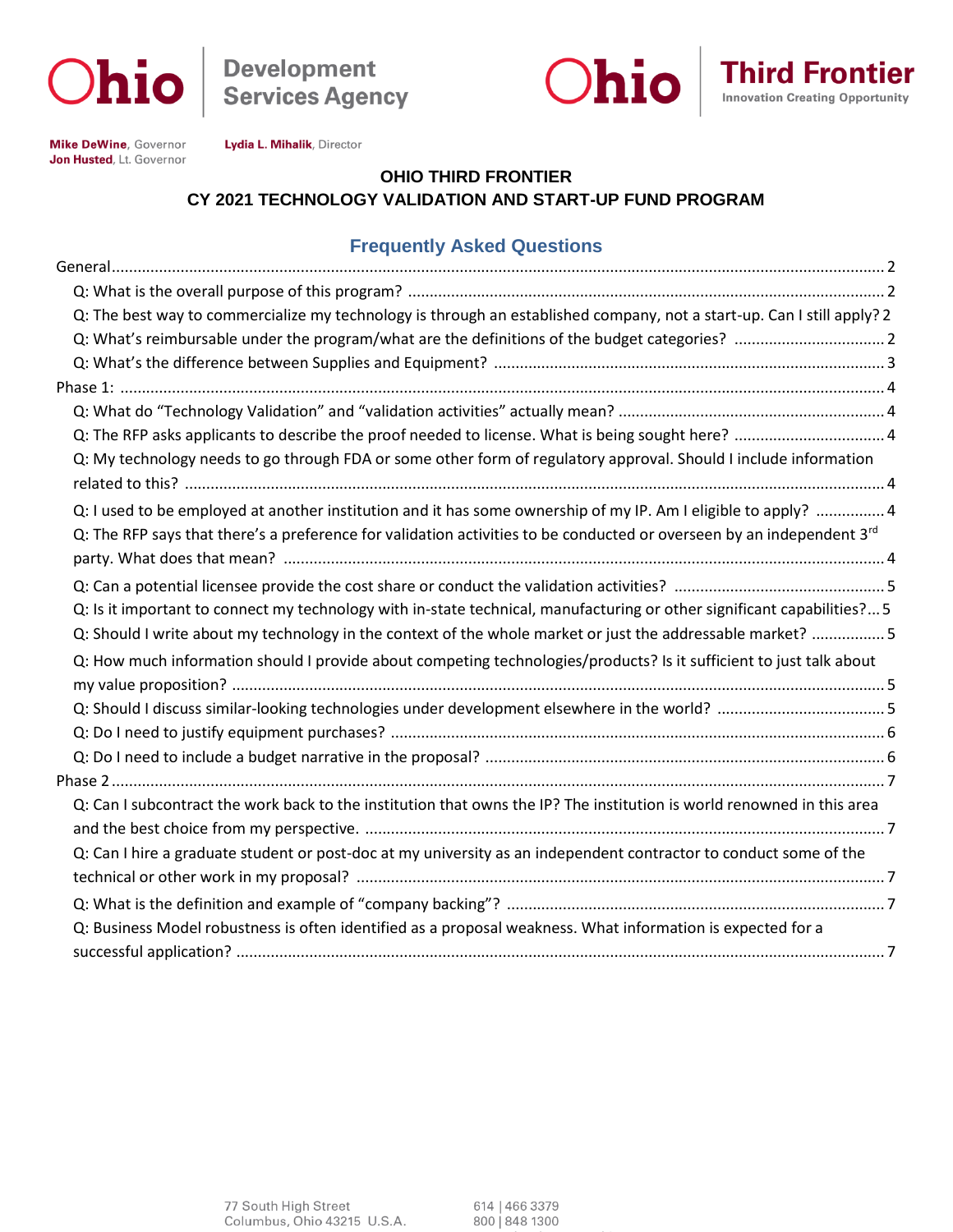Ohio Development Services Agency

Ohio Third Frontier — Innovation Creating Opportunity

**Mike DeWine**, Governor
**Jon Husted**, Lt. Governor

**Lydia L. Mihalik**, Director

# OHIO THIRD FRONTIER
# CY 2021 TECHNOLOGY VALIDATION AND START-UP FUND PROGRAM

## Frequently Asked Questions

- General ... 2
  - Q: What is the overall purpose of this program? ... 2
  - Q: The best way to commercialize my technology is through an established company, not a start-up. Can I still apply? ... 2
  - Q: What's reimbursable under the program/what are the definitions of the budget categories? ... 2
  - Q: What's the difference between Supplies and Equipment? ... 3
- Phase 1: ... 4
  - Q: What do "Technology Validation" and "validation activities" actually mean? ... 4
  - Q: The RFP asks applicants to describe the proof needed to license. What is being sought here? ... 4
  - Q: My technology needs to go through FDA or some other form of regulatory approval. Should I include information related to this? ... 4
  - Q: I used to be employed at another institution and it has some ownership of my IP. Am I eligible to apply? ... 4
  - Q: The RFP says that there's a preference for validation activities to be conducted or overseen by an independent 3rd party. What does that mean? ... 4
  - Q: Can a potential licensee provide the cost share or conduct the validation activities? ... 5
  - Q: Is it important to connect my technology with in-state technical, manufacturing or other significant capabilities? ... 5
  - Q: Should I write about my technology in the context of the whole market or just the addressable market? ... 5
  - Q: How much information should I provide about competing technologies/products? Is it sufficient to just talk about my value proposition? ... 5
  - Q: Should I discuss similar-looking technologies under development elsewhere in the world? ... 5
  - Q: Do I need to justify equipment purchases? ... 6
  - Q: Do I need to include a budget narrative in the proposal? ... 6
- Phase 2 ... 7
  - Q: Can I subcontract the work back to the institution that owns the IP? The institution is world renowned in this area and the best choice from my perspective. ... 7
  - Q: Can I hire a graduate student or post-doc at my university as an independent contractor to conduct some of the technical or other work in my proposal? ... 7
  - Q: What is the definition and example of "company backing"? ... 7
  - Q: Business Model robustness is often identified as a proposal weakness. What information is expected for a successful application? ... 7

77 South High Street
Columbus, Ohio 43215 U.S.A.

614 | 466 3379
800 | 848 1300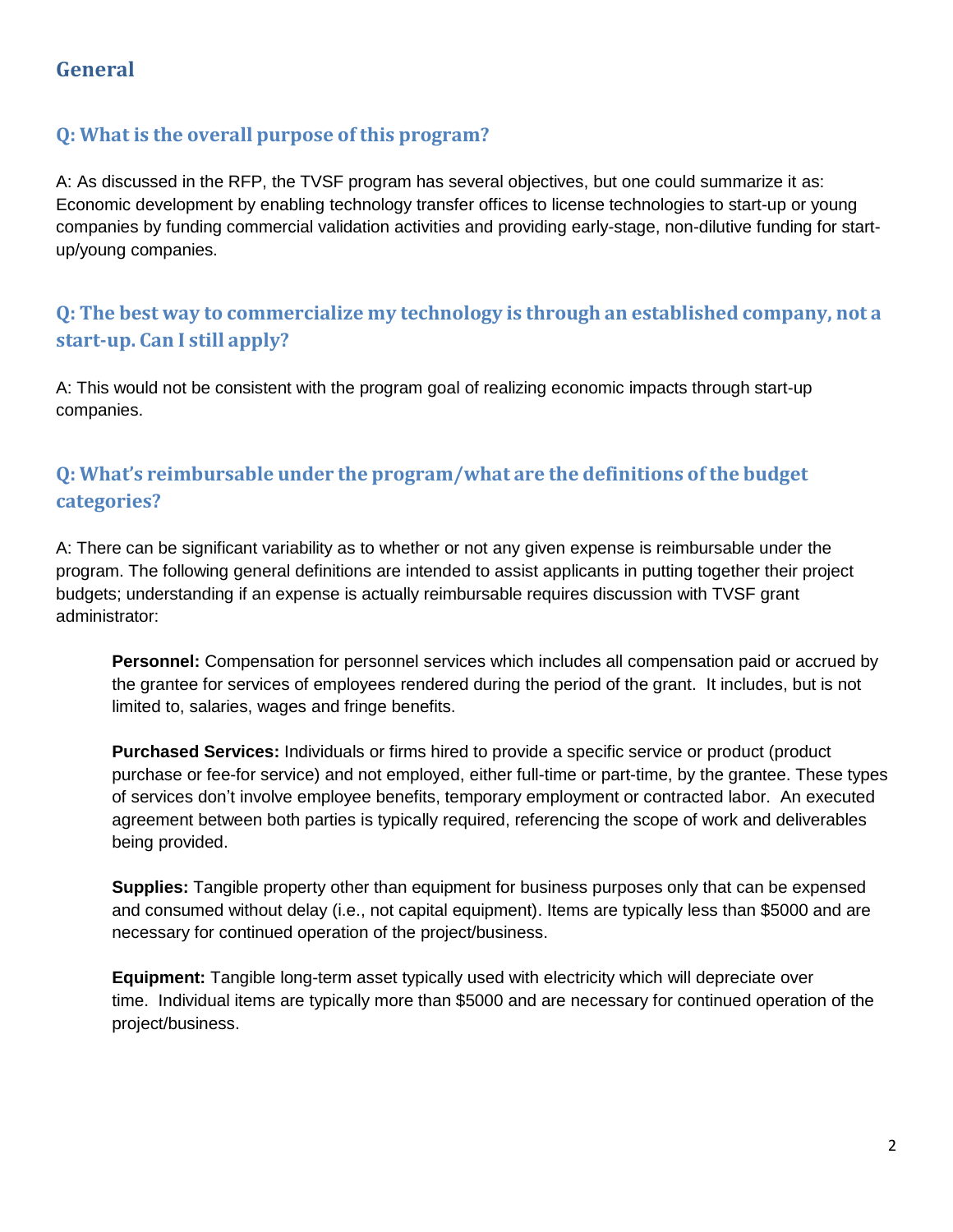## General

### Q: What is the overall purpose of this program?

A: As discussed in the RFP, the TVSF program has several objectives, but one could summarize it as: Economic development by enabling technology transfer offices to license technologies to start-up or young companies by funding commercial validation activities and providing early-stage, non-dilutive funding for start-up/young companies.

### Q: The best way to commercialize my technology is through an established company, not a start-up. Can I still apply?

A: This would not be consistent with the program goal of realizing economic impacts through start-up companies.

### Q: What's reimbursable under the program/what are the definitions of the budget categories?

A: There can be significant variability as to whether or not any given expense is reimbursable under the program. The following general definitions are intended to assist applicants in putting together their project budgets; understanding if an expense is actually reimbursable requires discussion with TVSF grant administrator:

> **Personnel:** Compensation for personnel services which includes all compensation paid or accrued by the grantee for services of employees rendered during the period of the grant. It includes, but is not limited to, salaries, wages and fringe benefits.
>
> **Purchased Services:** Individuals or firms hired to provide a specific service or product (product purchase or fee-for service) and not employed, either full-time or part-time, by the grantee. These types of services don't involve employee benefits, temporary employment or contracted labor. An executed agreement between both parties is typically required, referencing the scope of work and deliverables being provided.
>
> **Supplies:** Tangible property other than equipment for business purposes only that can be expensed and consumed without delay (i.e., not capital equipment). Items are typically less than $5000 and are necessary for continued operation of the project/business.
>
> **Equipment:** Tangible long-term asset typically used with electricity which will depreciate over time. Individual items are typically more than $5000 and are necessary for continued operation of the project/business.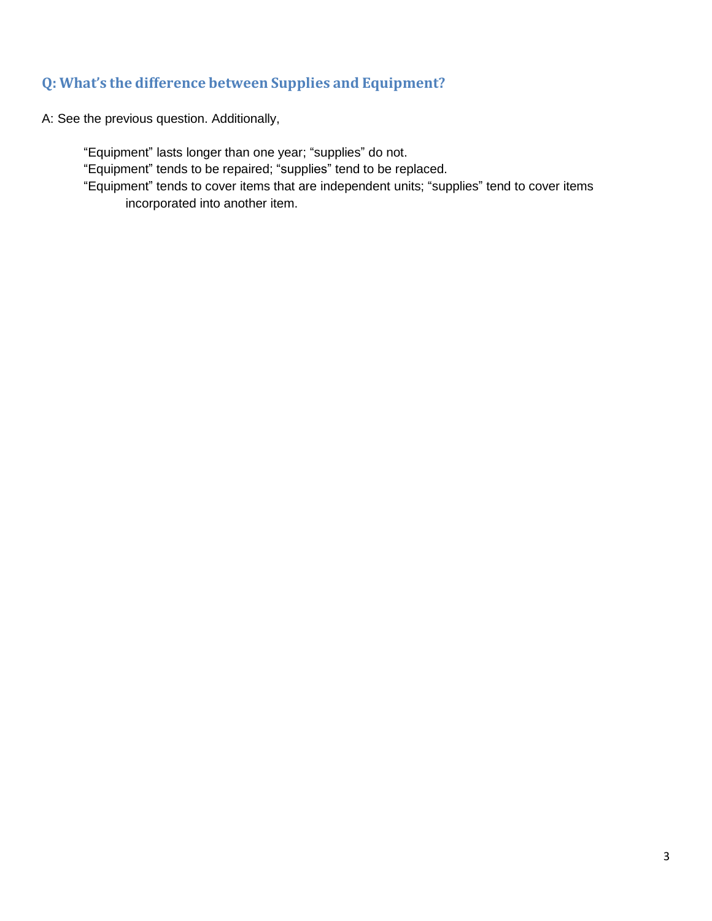### Q: What's the difference between Supplies and Equipment?

A: See the previous question. Additionally,

> "Equipment" lasts longer than one year; "supplies" do not.
> "Equipment" tends to be repaired; "supplies" tend to be replaced.
> "Equipment" tends to cover items that are independent units; "supplies" tend to cover items incorporated into another item.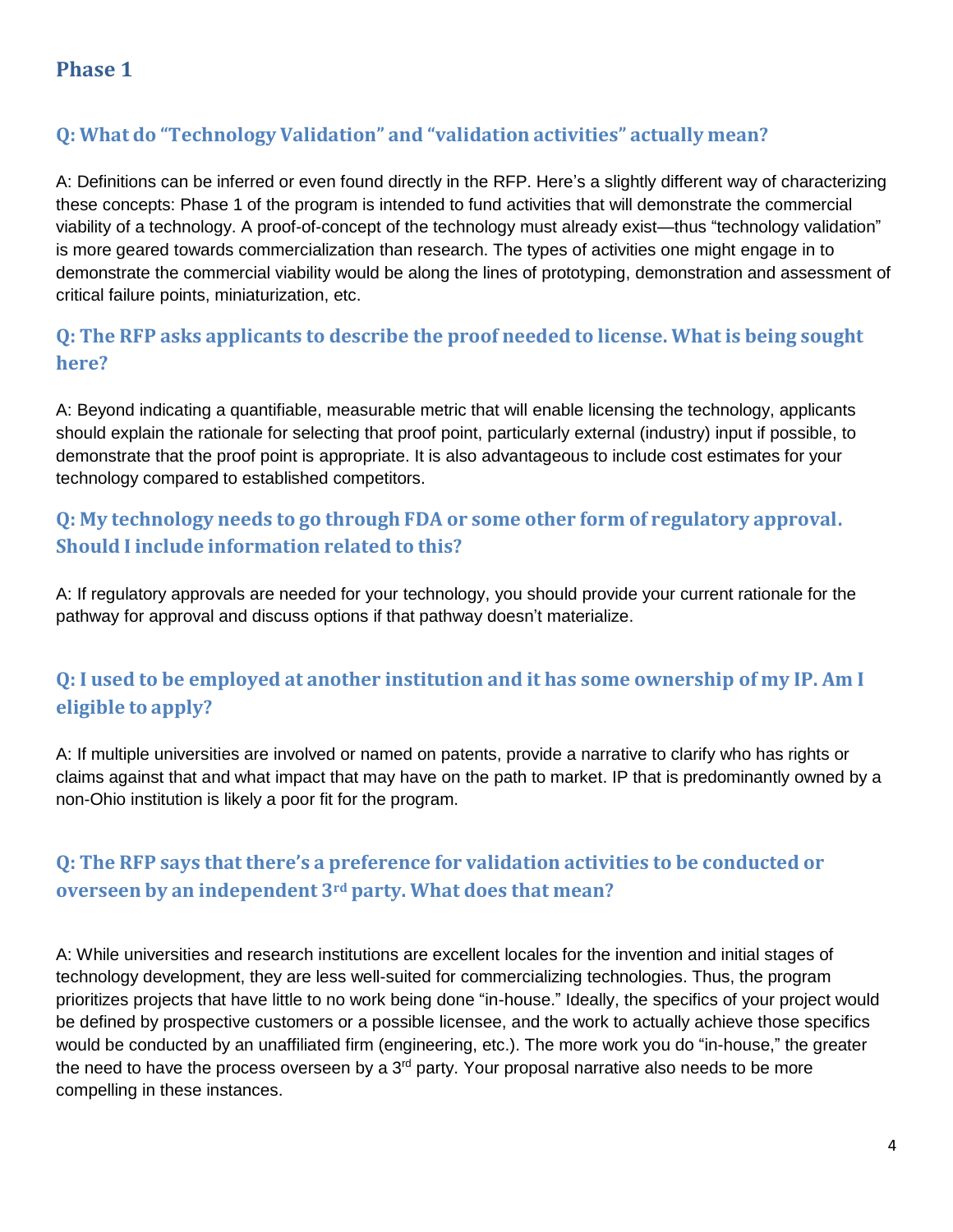## Phase 1

### Q: What do "Technology Validation" and "validation activities" actually mean?

A: Definitions can be inferred or even found directly in the RFP. Here's a slightly different way of characterizing these concepts: Phase 1 of the program is intended to fund activities that will demonstrate the commercial viability of a technology. A proof-of-concept of the technology must already exist—thus "technology validation" is more geared towards commercialization than research. The types of activities one might engage in to demonstrate the commercial viability would be along the lines of prototyping, demonstration and assessment of critical failure points, miniaturization, etc.

### Q: The RFP asks applicants to describe the proof needed to license. What is being sought here?

A: Beyond indicating a quantifiable, measurable metric that will enable licensing the technology, applicants should explain the rationale for selecting that proof point, particularly external (industry) input if possible, to demonstrate that the proof point is appropriate. It is also advantageous to include cost estimates for your technology compared to established competitors.

### Q: My technology needs to go through FDA or some other form of regulatory approval. Should I include information related to this?

A: If regulatory approvals are needed for your technology, you should provide your current rationale for the pathway for approval and discuss options if that pathway doesn't materialize.

### Q: I used to be employed at another institution and it has some ownership of my IP. Am I eligible to apply?

A: If multiple universities are involved or named on patents, provide a narrative to clarify who has rights or claims against that and what impact that may have on the path to market. IP that is predominantly owned by a non-Ohio institution is likely a poor fit for the program.

### Q: The RFP says that there's a preference for validation activities to be conducted or overseen by an independent 3rd party. What does that mean?

A: While universities and research institutions are excellent locales for the invention and initial stages of technology development, they are less well-suited for commercializing technologies. Thus, the program prioritizes projects that have little to no work being done "in-house." Ideally, the specifics of your project would be defined by prospective customers or a possible licensee, and the work to actually achieve those specifics would be conducted by an unaffiliated firm (engineering, etc.). The more work you do "in-house," the greater the need to have the process overseen by a 3rd party. Your proposal narrative also needs to be more compelling in these instances.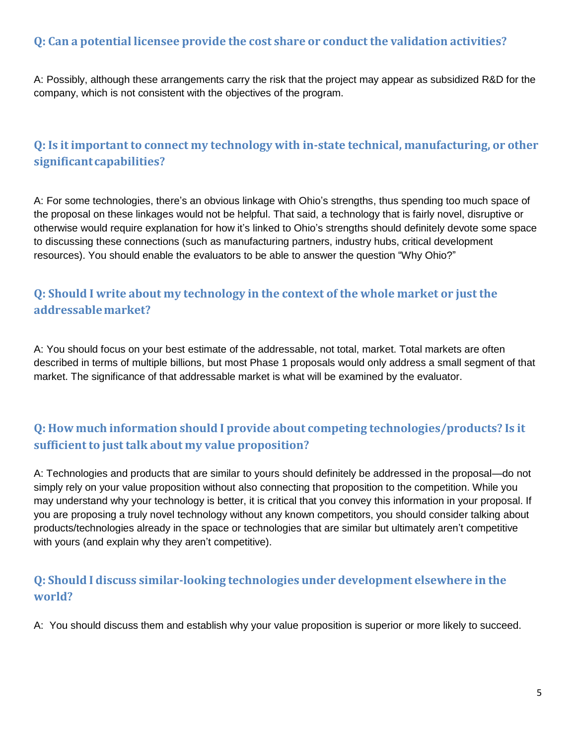### Q: Can a potential licensee provide the cost share or conduct the validation activities?

A: Possibly, although these arrangements carry the risk that the project may appear as subsidized R&D for the company, which is not consistent with the objectives of the program.

### Q: Is it important to connect my technology with in-state technical, manufacturing, or other significant capabilities?

A: For some technologies, there's an obvious linkage with Ohio's strengths, thus spending too much space of the proposal on these linkages would not be helpful. That said, a technology that is fairly novel, disruptive or otherwise would require explanation for how it's linked to Ohio's strengths should definitely devote some space to discussing these connections (such as manufacturing partners, industry hubs, critical development resources). You should enable the evaluators to be able to answer the question "Why Ohio?"

### Q: Should I write about my technology in the context of the whole market or just the addressable market?

A: You should focus on your best estimate of the addressable, not total, market. Total markets are often described in terms of multiple billions, but most Phase 1 proposals would only address a small segment of that market. The significance of that addressable market is what will be examined by the evaluator.

### Q: How much information should I provide about competing technologies/products? Is it sufficient to just talk about my value proposition?

A: Technologies and products that are similar to yours should definitely be addressed in the proposal—do not simply rely on your value proposition without also connecting that proposition to the competition. While you may understand why your technology is better, it is critical that you convey this information in your proposal. If you are proposing a truly novel technology without any known competitors, you should consider talking about products/technologies already in the space or technologies that are similar but ultimately aren't competitive with yours (and explain why they aren't competitive).

### Q: Should I discuss similar-looking technologies under development elsewhere in the world?

A: You should discuss them and establish why your value proposition is superior or more likely to succeed.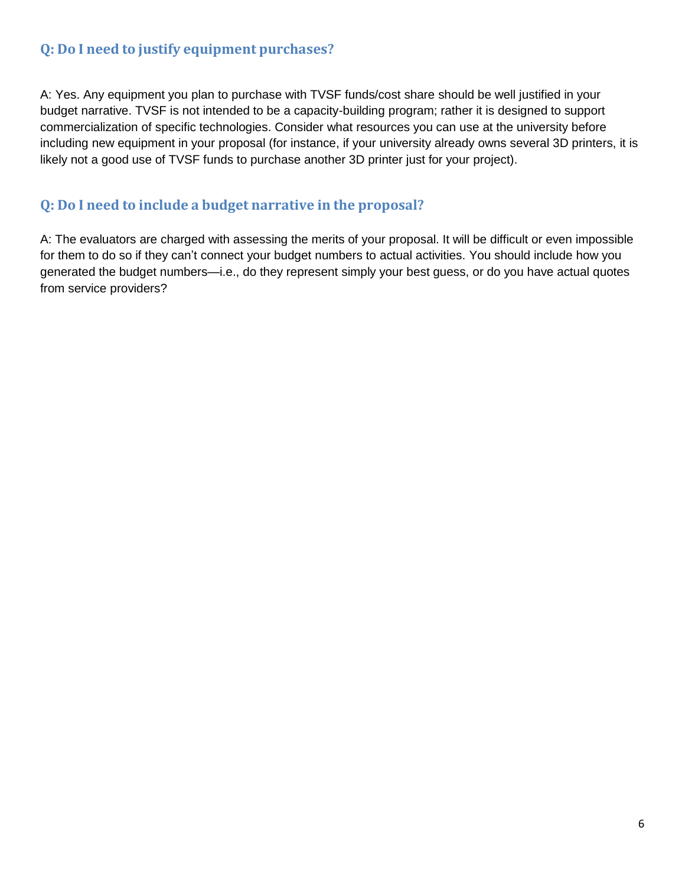### Q: Do I need to justify equipment purchases?

A: Yes. Any equipment you plan to purchase with TVSF funds/cost share should be well justified in your budget narrative. TVSF is not intended to be a capacity-building program; rather it is designed to support commercialization of specific technologies. Consider what resources you can use at the university before including new equipment in your proposal (for instance, if your university already owns several 3D printers, it is likely not a good use of TVSF funds to purchase another 3D printer just for your project).

### Q: Do I need to include a budget narrative in the proposal?

A: The evaluators are charged with assessing the merits of your proposal. It will be difficult or even impossible for them to do so if they can't connect your budget numbers to actual activities. You should include how you generated the budget numbers—i.e., do they represent simply your best guess, or do you have actual quotes from service providers?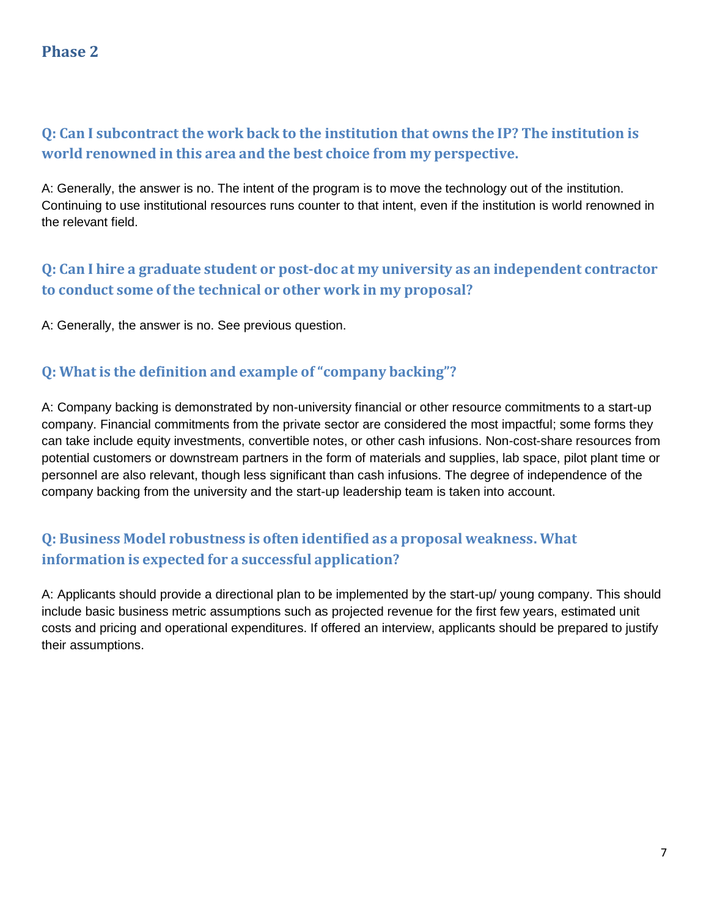## Phase 2

### Q: Can I subcontract the work back to the institution that owns the IP? The institution is world renowned in this area and the best choice from my perspective.

A: Generally, the answer is no. The intent of the program is to move the technology out of the institution. Continuing to use institutional resources runs counter to that intent, even if the institution is world renowned in the relevant field.

### Q: Can I hire a graduate student or post-doc at my university as an independent contractor to conduct some of the technical or other work in my proposal?

A: Generally, the answer is no. See previous question.

### Q: What is the definition and example of “company backing”?

A: Company backing is demonstrated by non-university financial or other resource commitments to a start-up company. Financial commitments from the private sector are considered the most impactful; some forms they can take include equity investments, convertible notes, or other cash infusions. Non-cost-share resources from potential customers or downstream partners in the form of materials and supplies, lab space, pilot plant time or personnel are also relevant, though less significant than cash infusions. The degree of independence of the company backing from the university and the start-up leadership team is taken into account.

### Q: Business Model robustness is often identified as a proposal weakness. What information is expected for a successful application?

A: Applicants should provide a directional plan to be implemented by the start-up/ young company. This should include basic business metric assumptions such as projected revenue for the first few years, estimated unit costs and pricing and operational expenditures. If offered an interview, applicants should be prepared to justify their assumptions.